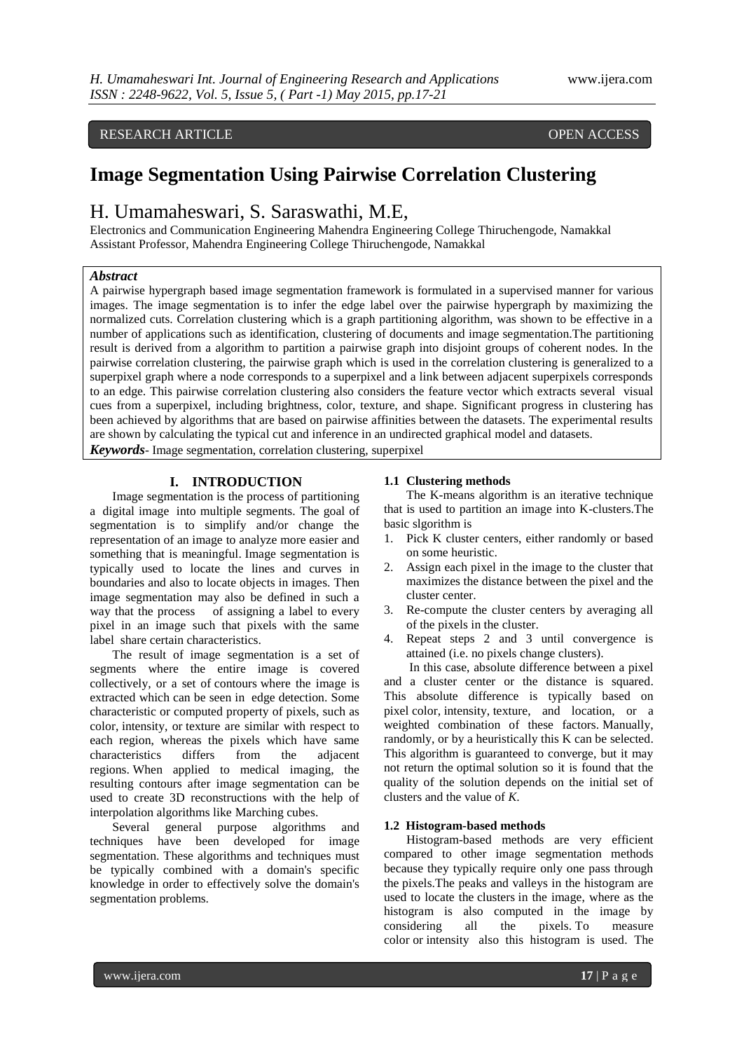RESEARCH ARTICLE OPEN ACCESS

# Image Segmentation Using Pairwise Correlation Clustering

## H. Umamaheswari, S. Saraswathi, M.E,

Electronics and Communication Engineering Mahendra Engineering College Thiruchengode, Namakkal
Assistant Professor, Mahendra Engineering College Thiruchengode, Namakkal

### *Abstract*

A pairwise hypergraph based image segmentation framework is formulated in a supervised manner for various images. The image segmentation is to infer the edge label over the pairwise hypergraph by maximizing the normalized cuts. Correlation clustering which is a graph partitioning algorithm, was shown to be effective in a number of applications such as identification, clustering of documents and image segmentation.The partitioning result is derived from a algorithm to partition a pairwise graph into disjoint groups of coherent nodes. In the pairwise correlation clustering, the pairwise graph which is used in the correlation clustering is generalized to a superpixel graph where a node corresponds to a superpixel and a link between adjacent superpixels corresponds to an edge. This pairwise correlation clustering also considers the feature vector which extracts several visual cues from a superpixel, including brightness, color, texture, and shape. Significant progress in clustering has been achieved by algorithms that are based on pairwise affinities between the datasets. The experimental results are shown by calculating the typical cut and inference in an undirected graphical model and datasets.

***Keywords***- Image segmentation, correlation clustering, superpixel

## I. INTRODUCTION

Image segmentation is the process of partitioning a digital image into multiple segments. The goal of segmentation is to simplify and/or change the representation of an image to analyze more easier and something that is meaningful. Image segmentation is typically used to locate the lines and curves in boundaries and also to locate objects in images. Then image segmentation may also be defined in such a way that the process of assigning a label to every pixel in an image such that pixels with the same label share certain characteristics.

The result of image segmentation is a set of segments where the entire image is covered collectively, or a set of contours where the image is extracted which can be seen in edge detection. Some characteristic or computed property of pixels, such as color, intensity, or texture are similar with respect to each region, whereas the pixels which have same characteristics differs from the adjacent regions. When applied to medical imaging, the resulting contours after image segmentation can be used to create 3D reconstructions with the help of interpolation algorithms like Marching cubes.

Several general purpose algorithms and techniques have been developed for image segmentation. These algorithms and techniques must be typically combined with a domain's specific knowledge in order to effectively solve the domain's segmentation problems.

### 1.1 Clustering methods

The K-means algorithm is an iterative technique that is used to partition an image into K-clusters.The basic slgorithm is

1. Pick K cluster centers, either randomly or based on some heuristic.
2. Assign each pixel in the image to the cluster that maximizes the distance between the pixel and the cluster center.
3. Re-compute the cluster centers by averaging all of the pixels in the cluster.
4. Repeat steps 2 and 3 until convergence is attained (i.e. no pixels change clusters).

In this case, absolute difference between a pixel and a cluster center or the distance is squared. This absolute difference is typically based on pixel color, intensity, texture, and location, or a weighted combination of these factors. Manually, randomly, or by a heuristically this K can be selected. This algorithm is guaranteed to converge, but it may not return the optimal solution so it is found that the quality of the solution depends on the initial set of clusters and the value of *K*.

### 1.2 Histogram-based methods

Histogram-based methods are very efficient compared to other image segmentation methods because they typically require only one pass through the pixels.The peaks and valleys in the histogram are used to locate the clusters in the image, where as the histogram is also computed in the image by considering all the pixels. To measure color or intensity also this histogram is used. The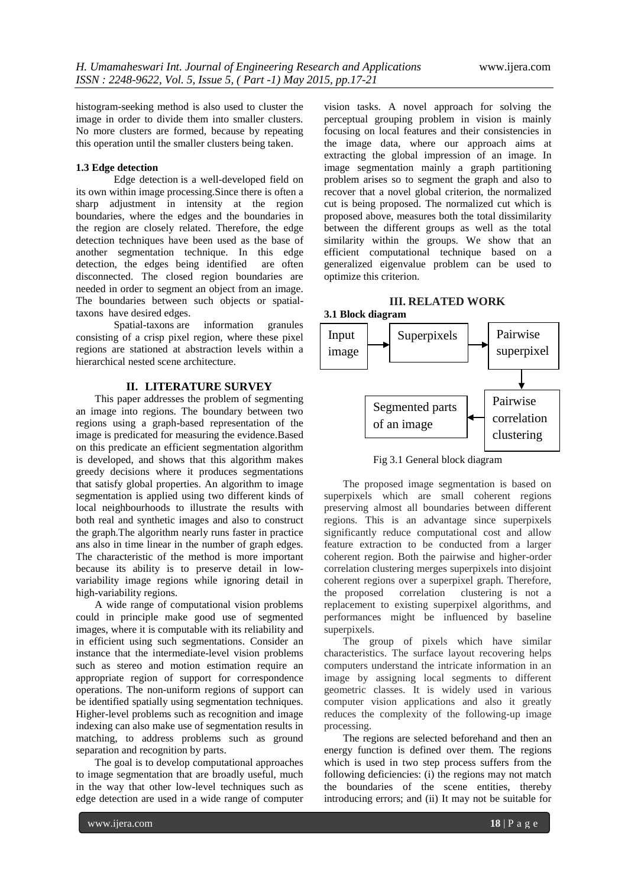histogram-seeking method is also used to cluster the image in order to divide them into smaller clusters. No more clusters are formed, because by repeating this operation until the smaller clusters being taken.

### 1.3 Edge detection

Edge detection is a well-developed field on its own within image processing.Since there is often a sharp adjustment in intensity at the region boundaries, where the edges and the boundaries in the region are closely related. Therefore, the edge detection techniques have been used as the base of another segmentation technique. In this edge detection, the edges being identified are often disconnected. The closed region boundaries are needed in order to segment an object from an image. The boundaries between such objects or spatial-taxons have desired edges.

Spatial-taxons are information granules consisting of a crisp pixel region, where these pixel regions are stationed at abstraction levels within a hierarchical nested scene architecture.

## II. LITERATURE SURVEY

This paper addresses the problem of segmenting an image into regions. The boundary between two regions using a graph-based representation of the image is predicated for measuring the evidence.Based on this predicate an efficient segmentation algorithm is developed, and shows that this algorithm makes greedy decisions where it produces segmentations that satisfy global properties. An algorithm to image segmentation is applied using two different kinds of local neighbourhoods to illustrate the results with both real and synthetic images and also to construct the graph.The algorithm nearly runs faster in practice ans also in time linear in the number of graph edges. The characteristic of the method is more important because its ability is to preserve detail in low-variability image regions while ignoring detail in high-variability regions.

A wide range of computational vision problems could in principle make good use of segmented images, where it is computable with its reliability and in efficient using such segmentations. Consider an instance that the intermediate-level vision problems such as stereo and motion estimation require an appropriate region of support for correspondence operations. The non-uniform regions of support can be identified spatially using segmentation techniques. Higher-level problems such as recognition and image indexing can also make use of segmentation results in matching, to address problems such as ground separation and recognition by parts.

The goal is to develop computational approaches to image segmentation that are broadly useful, much in the way that other low-level techniques such as edge detection are used in a wide range of computer vision tasks. A novel approach for solving the perceptual grouping problem in vision is mainly focusing on local features and their consistencies in the image data, where our approach aims at extracting the global impression of an image. In image segmentation mainly a graph partitioning problem arises so to segment the graph and also to recover that a novel global criterion, the normalized cut is being proposed. The normalized cut which is proposed above, measures both the total dissimilarity between the different groups as well as the total similarity within the groups. We show that an efficient computational technique based on a generalized eigenvalue problem can be used to optimize this criterion.

## III. RELATED WORK

### 3.1 Block diagram

Input image

Superpixels

Pairwise superpixel

Pairwise correlation clustering

Segmented parts of an image

Fig 3.1 General block diagram

The proposed image segmentation is based on superpixels which are small coherent regions preserving almost all boundaries between different regions. This is an advantage since superpixels significantly reduce computational cost and allow feature extraction to be conducted from a larger coherent region. Both the pairwise and higher-order correlation clustering merges superpixels into disjoint coherent regions over a superpixel graph. Therefore, the proposed correlation clustering is not a replacement to existing superpixel algorithms, and performances might be influenced by baseline superpixels.

The group of pixels which have similar characteristics. The surface layout recovering helps computers understand the intricate information in an image by assigning local segments to different geometric classes. It is widely used in various computer vision applications and also it greatly reduces the complexity of the following-up image processing.

The regions are selected beforehand and then an energy function is defined over them. The regions which is used in two step process suffers from the following deficiencies: (i) the regions may not match the boundaries of the scene entities, thereby introducing errors; and (ii) It may not be suitable for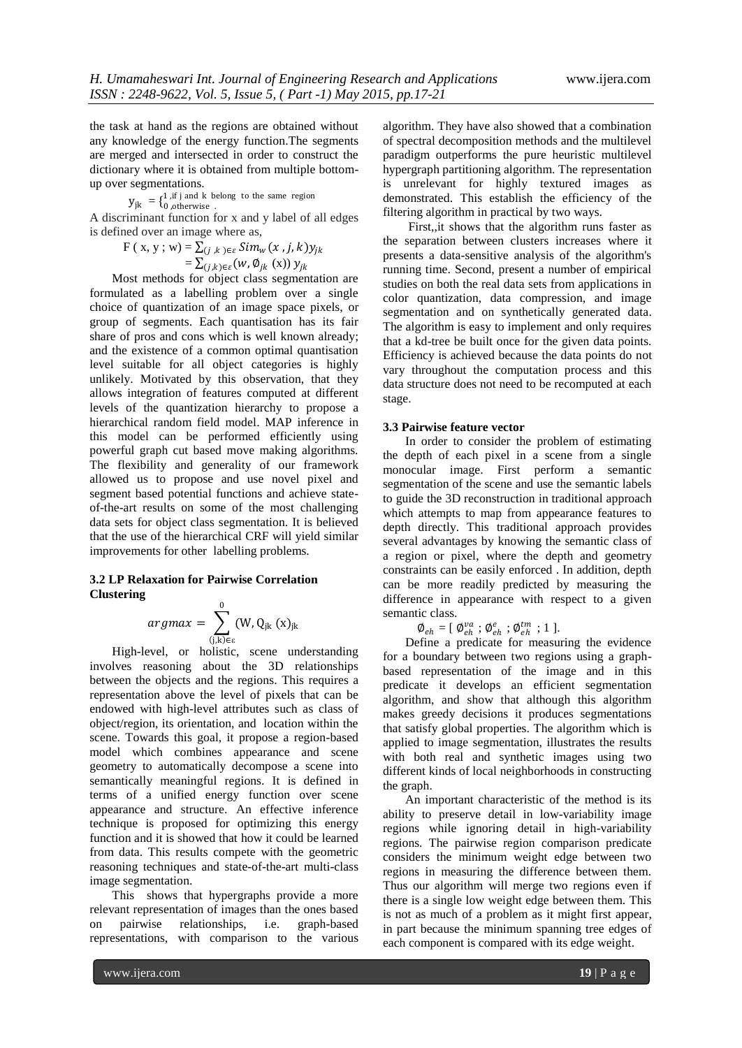the task at hand as the regions are obtained without any knowledge of the energy function.The segments are merged and intersected in order to construct the dictionary where it is obtained from multiple bottom-up over segmentations.

$$y_{jk} = \begin{cases} 1, \text{if j and k belong to the same region} \\ 0, \text{otherwise} \end{cases}$$

A discriminant function for x and y label of all edges is defined over an image where as,

$$F(x, y; w) = \sum_{(j,k)\in\varepsilon} Sim_w(x, j, k) y_{jk}$$
$$= \sum_{(j,k)\in\varepsilon} (w, \phi_{jk}(x)) y_{jk}$$

Most methods for object class segmentation are formulated as a labelling problem over a single choice of quantization of an image space pixels, or group of segments. Each quantisation has its fair share of pros and cons which is well known already; and the existence of a common optimal quantisation level suitable for all object categories is highly unlikely. Motivated by this observation, that they allows integration of features computed at different levels of the quantization hierarchy to propose a hierarchical random field model. MAP inference in this model can be performed efficiently using powerful graph cut based move making algorithms. The flexibility and generality of our framework allowed us to propose and use novel pixel and segment based potential functions and achieve state-of-the-art results on some of the most challenging data sets for object class segmentation. It is believed that the use of the hierarchical CRF will yield similar improvements for other labelling problems.

### 3.2 LP Relaxation for Pairwise Correlation Clustering

$$argmax = \sum_{(j,k)\in\varepsilon}^{0} (W, Q_{jk}(x)_{jk}$$

High-level, or holistic, scene understanding involves reasoning about the 3D relationships between the objects and the regions. This requires a representation above the level of pixels that can be endowed with high-level attributes such as class of object/region, its orientation, and location within the scene. Towards this goal, it propose a region-based model which combines appearance and scene geometry to automatically decompose a scene into semantically meaningful regions. It is defined in terms of a unified energy function over scene appearance and structure. An effective inference technique is proposed for optimizing this energy function and it is showed that how it could be learned from data. This results compete with the geometric reasoning techniques and state-of-the-art multi-class image segmentation.

This shows that hypergraphs provide a more relevant representation of images than the ones based on pairwise relationships, i.e. graph-based representations, with comparison to the various algorithm. They have also showed that a combination of spectral decomposition methods and the multilevel paradigm outperforms the pure heuristic multilevel hypergraph partitioning algorithm. The representation is unrelevant for highly textured images as demonstrated. This establish the efficiency of the filtering algorithm in practical by two ways.

First,,it shows that the algorithm runs faster as the separation between clusters increases where it presents a data-sensitive analysis of the algorithm's running time. Second, present a number of empirical studies on both the real data sets from applications in color quantization, data compression, and image segmentation and on synthetically generated data. The algorithm is easy to implement and only requires that a kd-tree be built once for the given data points. Efficiency is achieved because the data points do not vary throughout the computation process and this data structure does not need to be recomputed at each stage.

### 3.3 Pairwise feature vector

In order to consider the problem of estimating the depth of each pixel in a scene from a single monocular image. First perform a semantic segmentation of the scene and use the semantic labels to guide the 3D reconstruction in traditional approach which attempts to map from appearance features to depth directly. This traditional approach provides several advantages by knowing the semantic class of a region or pixel, where the depth and geometry constraints can be easily enforced . In addition, depth can be more readily predicted by measuring the difference in appearance with respect to a given semantic class.

$$\phi_{eh} = [\ \phi_{eh}^{va}\ ;\ \phi_{eh}^{e}\ ;\ \phi_{eh}^{tm}\ ;\ 1\ ].$$

Define a predicate for measuring the evidence for a boundary between two regions using a graph-based representation of the image and in this predicate it develops an efficient segmentation algorithm, and show that although this algorithm makes greedy decisions it produces segmentations that satisfy global properties. The algorithm which is applied to image segmentation, illustrates the results with both real and synthetic images using two different kinds of local neighborhoods in constructing the graph.

An important characteristic of the method is its ability to preserve detail in low-variability image regions while ignoring detail in high-variability regions. The pairwise region comparison predicate considers the minimum weight edge between two regions in measuring the difference between them. Thus our algorithm will merge two regions even if there is a single low weight edge between them. This is not as much of a problem as it might first appear, in part because the minimum spanning tree edges of each component is compared with its edge weight.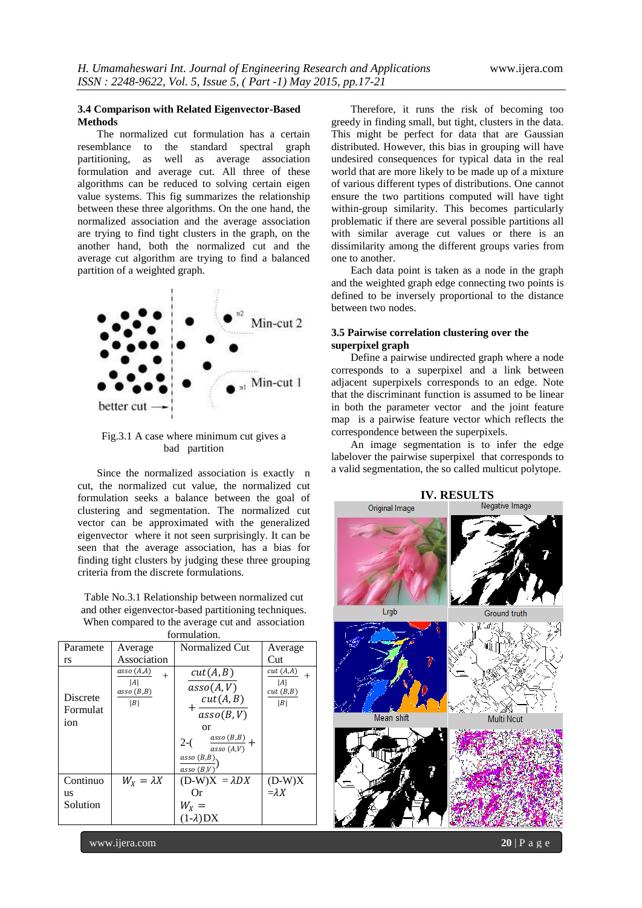### 3.4 Comparison with Related Eigenvector-Based Methods

The normalized cut formulation has a certain resemblance to the standard spectral graph partitioning, as well as average association formulation and average cut. All three of these algorithms can be reduced to solving certain eigen value systems. This fig summarizes the relationship between these three algorithms. On the one hand, the normalized association and the average association are trying to find tight clusters in the graph, on the another hand, both the normalized cut and the average cut algorithm are trying to find a balanced partition of a weighted graph.

Fig.3.1 A case where minimum cut gives a bad partition

Since the normalized association is exactly n cut, the normalized cut value, the normalized cut formulation seeks a balance between the goal of clustering and segmentation. The normalized cut vector can be approximated with the generalized eigenvector where it not seen surprisingly. It can be seen that the average association, has a bias for finding tight clusters by judging these three grouping criteria from the discrete formulations.

Table No.3.1 Relationship between normalized cut and other eigenvector-based partitioning techniques. When compared to the average cut and association formulation.

| Parameters | Average Association | Normalized Cut | Average Cut |
|---|---|---|---|
| Discrete Formulation | $\frac{asso(A,A)}{\|A\|} + \frac{asso(B,B)}{\|B\|}$ | $\frac{cut(A,B)}{asso(A,V)} + \frac{cut(A,B)}{asso(B,V)}$ or $2-(\frac{asso(B,B)}{asso(A,V)} + \frac{asso(B,B)}{asso(B,V)})$ | $\frac{cut(A,A)}{\|A\|} + \frac{cut(B,B)}{\|B\|}$ |
| Continuous Solution | $W_X = \lambda X$ | (D-W)X $= \lambda DX$ Or $W_X =$ (1-$\lambda$)DX | (D-W)X $=\lambda X$ |

Therefore, it runs the risk of becoming too greedy in finding small, but tight, clusters in the data. This might be perfect for data that are Gaussian distributed. However, this bias in grouping will have undesired consequences for typical data in the real world that are more likely to be made up of a mixture of various different types of distributions. One cannot ensure the two partitions computed will have tight within-group similarity. This becomes particularly problematic if there are several possible partitions all with similar average cut values or there is an dissimilarity among the different groups varies from one to another.

Each data point is taken as a node in the graph and the weighted graph edge connecting two points is defined to be inversely proportional to the distance between two nodes.

### 3.5 Pairwise correlation clustering over the superpixel graph

Define a pairwise undirected graph where a node corresponds to a superpixel and a link between adjacent superpixels corresponds to an edge. Note that the discriminant function is assumed to be linear in both the parameter vector and the joint feature map is a pairwise feature vector which reflects the correspondence between the superpixels.

An image segmentation is to infer the edge labelover the pairwise superpixel that corresponds to a valid segmentation, the so called multicut polytope.

## IV. RESULTS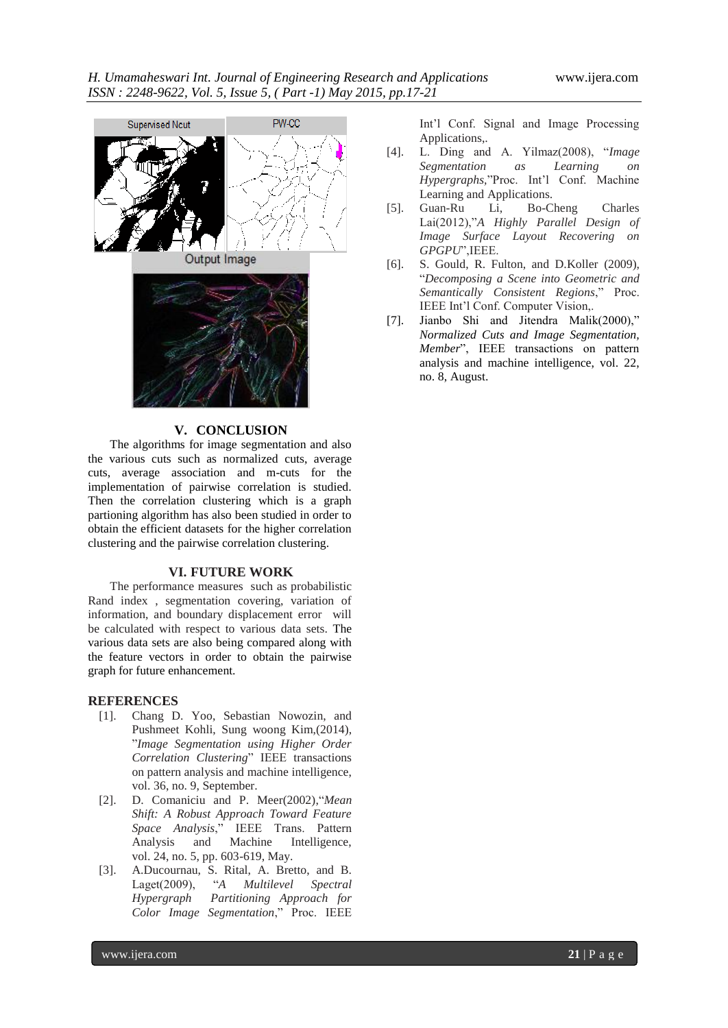Supervised Ncut

PW-CC

Output Image

## V. CONCLUSION

The algorithms for image segmentation and also the various cuts such as normalized cuts, average cuts, average association and m-cuts for the implementation of pairwise correlation is studied. Then the correlation clustering which is a graph partioning algorithm has also been studied in order to obtain the efficient datasets for the higher correlation clustering and the pairwise correlation clustering.

## VI. FUTURE WORK

The performance measures such as probabilistic Rand index , segmentation covering, variation of information, and boundary displacement error will be calculated with respect to various data sets. The various data sets are also being compared along with the feature vectors in order to obtain the pairwise graph for future enhancement.

## REFERENCES

[1]. Chang D. Yoo, Sebastian Nowozin, and Pushmeet Kohli, Sung woong Kim,(2014), "*Image Segmentation using Higher Order Correlation Clustering*" IEEE transactions on pattern analysis and machine intelligence, vol. 36, no. 9, September.

[2]. D. Comaniciu and P. Meer(2002),"*Mean Shift: A Robust Approach Toward Feature Space Analysis*," IEEE Trans. Pattern Analysis and Machine Intelligence, vol. 24, no. 5, pp. 603-619, May.

[3]. A.Ducournau, S. Rital, A. Bretto, and B. Laget(2009), "*A Multilevel Spectral Hypergraph Partitioning Approach for Color Image Segmentation*," Proc. IEEE Int'l Conf. Signal and Image Processing Applications,.

[4]. L. Ding and A. Yilmaz(2008), "*Image Segmentation as Learning on Hypergraphs*,"Proc. Int'l Conf. Machine Learning and Applications.

[5]. Guan-Ru Li, Bo-Cheng Charles Lai(2012),"*A Highly Parallel Design of Image Surface Layout Recovering on GPGPU*",IEEE.

[6]. S. Gould, R. Fulton, and D.Koller (2009), "*Decomposing a Scene into Geometric and Semantically Consistent Regions*," Proc. IEEE Int'l Conf. Computer Vision,.

[7]. Jianbo Shi and Jitendra Malik(2000)," *Normalized Cuts and Image Segmentation, Member*", IEEE transactions on pattern analysis and machine intelligence, vol. 22, no. 8, August.